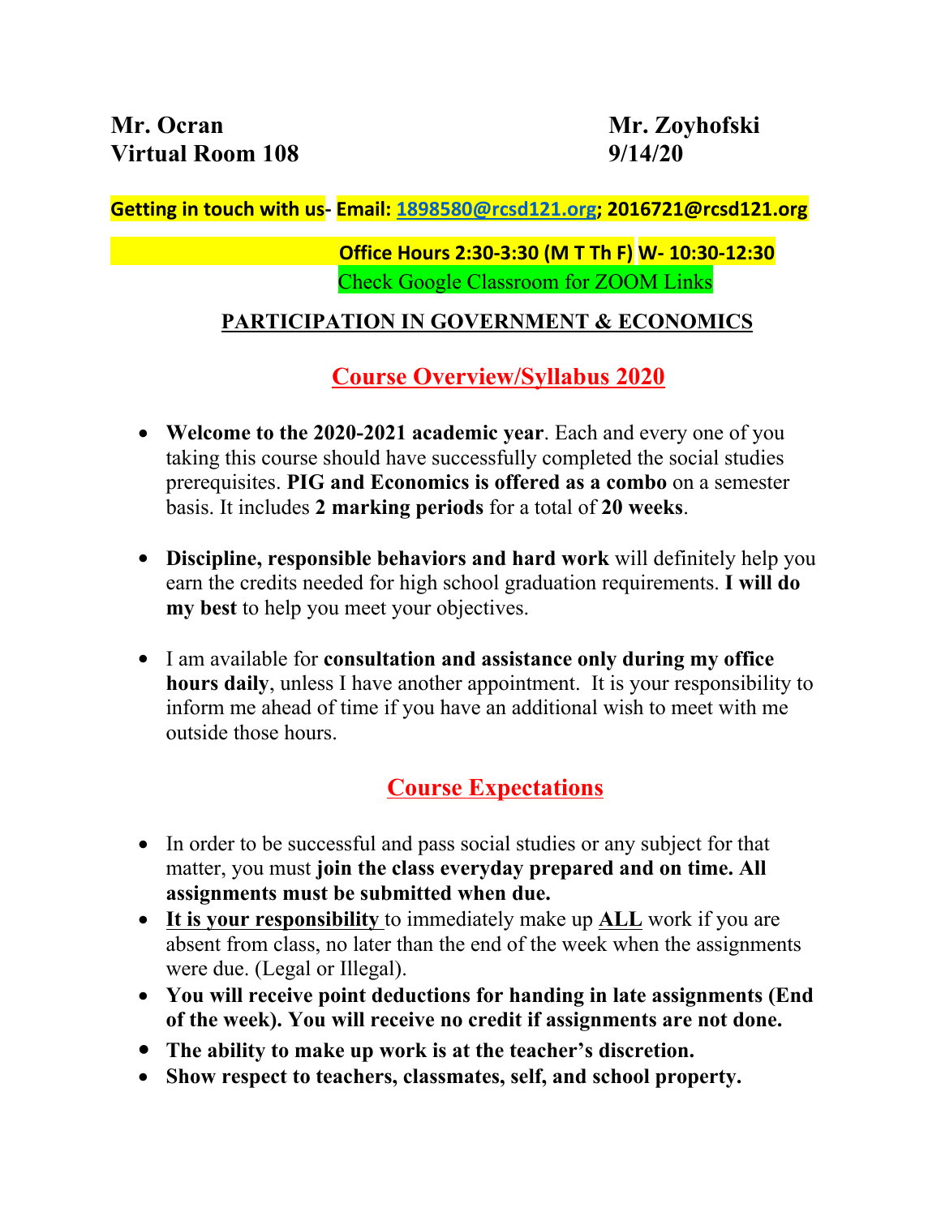**Mr. Ocran** **Mr. Zoyhofski**
**Virtual Room 108** **9/14/20**

**Getting in touch with us- Email: 1898580@rcsd121.org; 2016721@rcsd121.org**

**Office Hours 2:30-3:30 (M T Th F) W- 10:30-12:30**
Check Google Classroom for ZOOM Links

## PARTICIPATION IN GOVERNMENT & ECONOMICS

## Course Overview/Syllabus 2020

- **Welcome to the 2020-2021 academic year**. Each and every one of you taking this course should have successfully completed the social studies prerequisites. **PIG and Economics is offered as a combo** on a semester basis. It includes **2 marking periods** for a total of **20 weeks**.
- **Discipline, responsible behaviors and hard work** will definitely help you earn the credits needed for high school graduation requirements. **I will do my best** to help you meet your objectives.
- I am available for **consultation and assistance only during my office hours daily**, unless I have another appointment. It is your responsibility to inform me ahead of time if you have an additional wish to meet with me outside those hours.

## Course Expectations

- In order to be successful and pass social studies or any subject for that matter, you must **join the class everyday prepared and on time. All assignments must be submitted when due.**
- **It is your responsibility** to immediately make up **ALL** work if you are absent from class, no later than the end of the week when the assignments were due. (Legal or Illegal).
- **You will receive point deductions for handing in late assignments (End of the week). You will receive no credit if assignments are not done.**
- **The ability to make up work is at the teacher's discretion.**
- **Show respect to teachers, classmates, self, and school property.**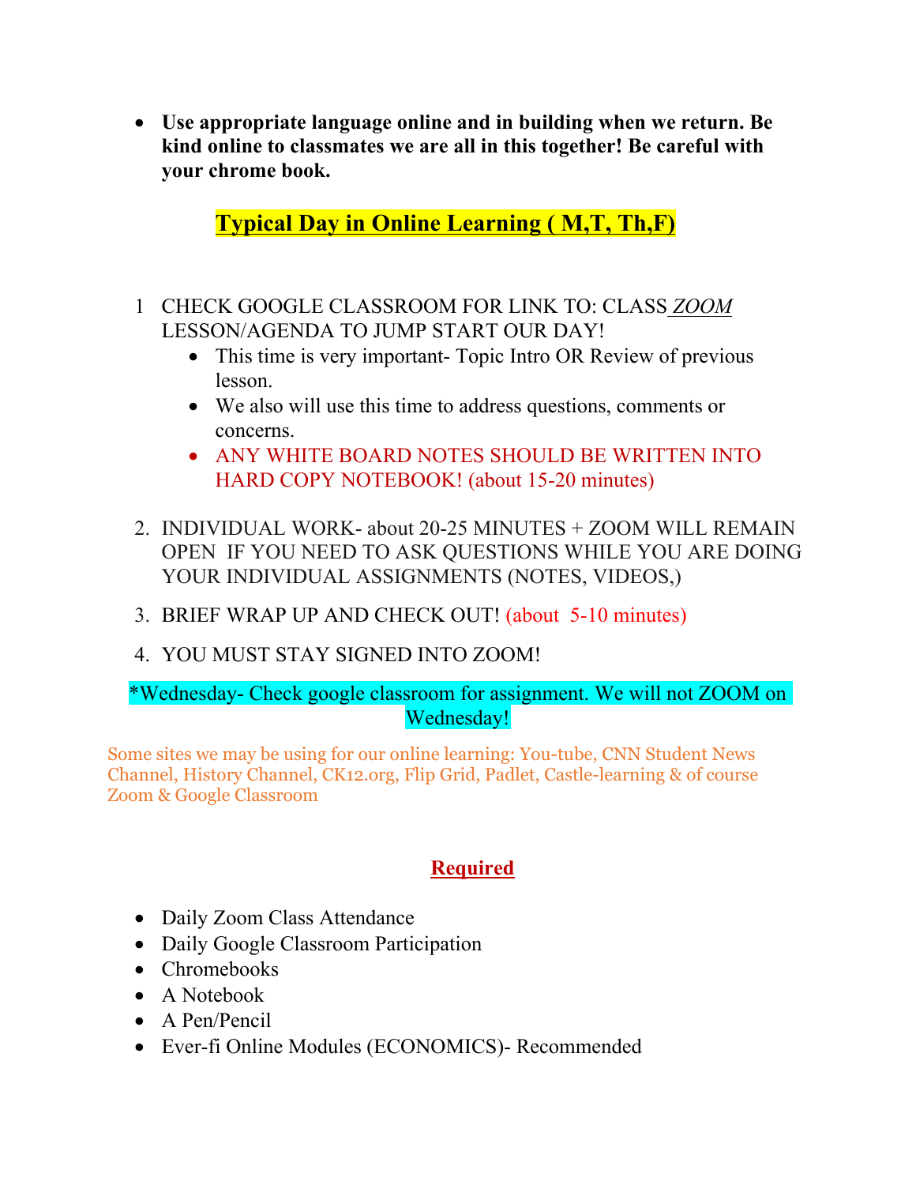- **Use appropriate language online and in building when we return. Be kind online to classmates we are all in this together! Be careful with your chrome book.**

## Typical Day in Online Learning ( M,T, Th,F)

1 CHECK GOOGLE CLASSROOM FOR LINK TO: CLASS *ZOOM* LESSON/AGENDA TO JUMP START OUR DAY!
   - This time is very important- Topic Intro OR Review of previous lesson.
   - We also will use this time to address questions, comments or concerns.
   - ANY WHITE BOARD NOTES SHOULD BE WRITTEN INTO HARD COPY NOTEBOOK! (about 15-20 minutes)

2. INDIVIDUAL WORK- about 20-25 MINUTES + ZOOM WILL REMAIN OPEN IF YOU NEED TO ASK QUESTIONS WHILE YOU ARE DOING YOUR INDIVIDUAL ASSIGNMENTS (NOTES, VIDEOS,)

3. BRIEF WRAP UP AND CHECK OUT! (about 5-10 minutes)

4. YOU MUST STAY SIGNED INTO ZOOM!

*Wednesday- Check google classroom for assignment. We will not ZOOM on Wednesday!

Some sites we may be using for our online learning: You-tube, CNN Student News Channel, History Channel, CK12.org, Flip Grid, Padlet, Castle-learning & of course Zoom & Google Classroom

## Required

- Daily Zoom Class Attendance
- Daily Google Classroom Participation
- Chromebooks
- A Notebook
- A Pen/Pencil
- Ever-fi Online Modules (ECONOMICS)- Recommended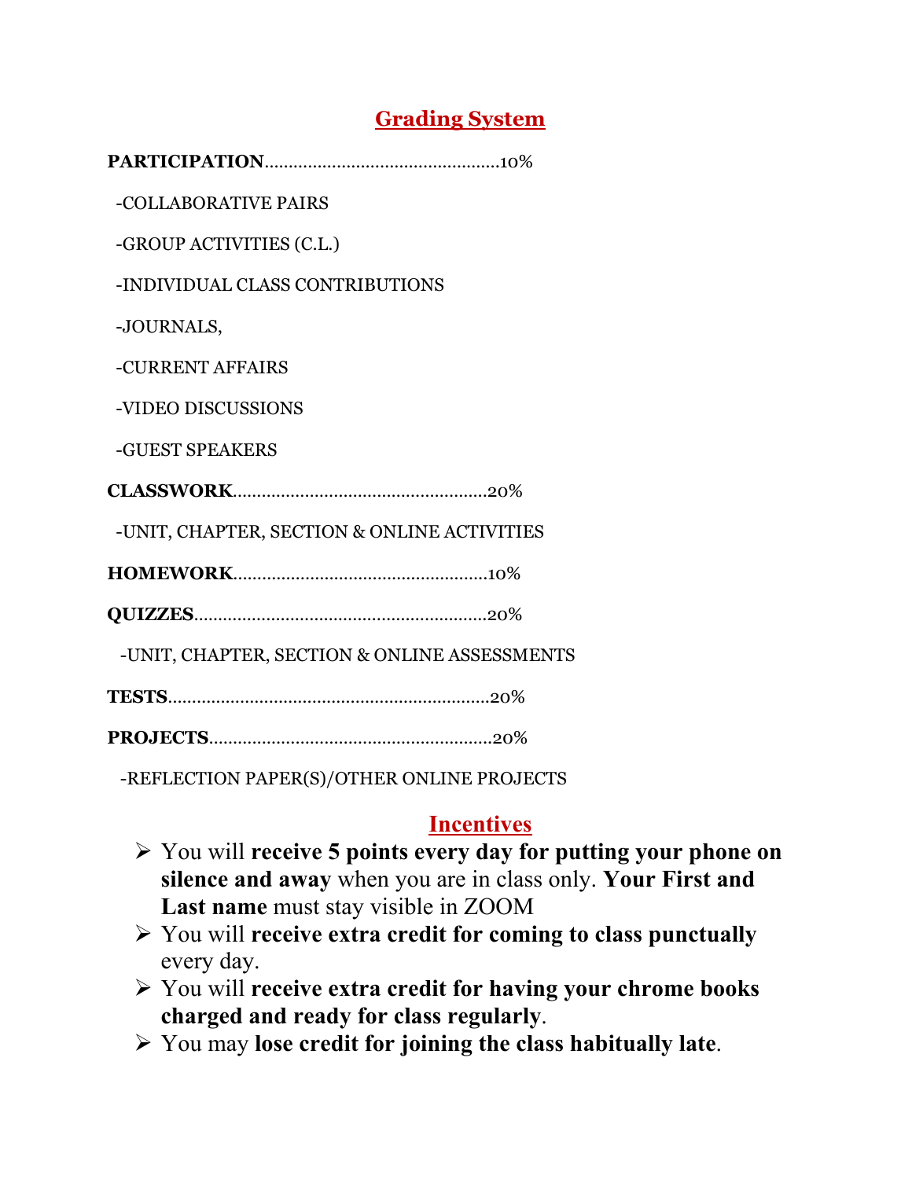## Grading System

**PARTICIPATION**................................................10%

-COLLABORATIVE PAIRS

-GROUP ACTIVITIES (C.L.)

-INDIVIDUAL CLASS CONTRIBUTIONS

-JOURNALS,

-CURRENT AFFAIRS

-VIDEO DISCUSSIONS

-GUEST SPEAKERS

**CLASSWORK**....................................................20%

-UNIT, CHAPTER, SECTION & ONLINE ACTIVITIES

**HOMEWORK**....................................................10%

**QUIZZES**............................................................20%

-UNIT, CHAPTER, SECTION & ONLINE ASSESSMENTS

**TESTS**..................................................................20%

**PROJECTS**..........................................................20%

-REFLECTION PAPER(S)/OTHER ONLINE PROJECTS

## Incentives

- You will **receive 5 points every day for putting your phone on silence and away** when you are in class only. **Your First and Last name** must stay visible in ZOOM
- You will **receive extra credit for coming to class punctually** every day.
- You will **receive extra credit for having your chrome books charged and ready for class regularly**.
- You may **lose credit for joining the class habitually late**.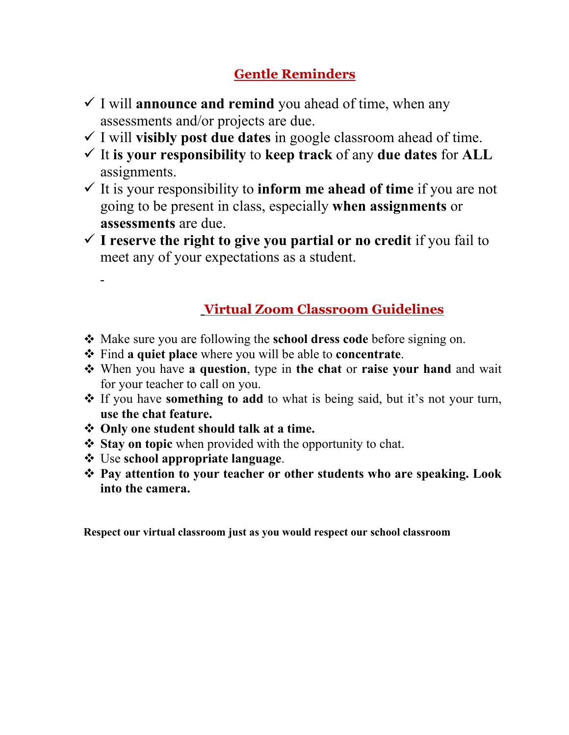## Gentle Reminders

- ✓ I will **announce and remind** you ahead of time, when any assessments and/or projects are due.
- ✓ I will **visibly post due dates** in google classroom ahead of time.
- ✓ It **is your responsibility** to **keep track** of any **due dates** for **ALL** assignments.
- ✓ It is your responsibility to **inform me ahead of time** if you are not going to be present in class, especially **when assignments** or **assessments** are due.
- ✓ **I reserve the right to give you partial or no credit** if you fail to meet any of your expectations as a student.

-

## Virtual Zoom Classroom Guidelines

- ❖ Make sure you are following the **school dress code** before signing on.
- ❖ Find **a quiet place** where you will be able to **concentrate**.
- ❖ When you have **a question**, type in **the chat** or **raise your hand** and wait for your teacher to call on you.
- ❖ If you have **something to add** to what is being said, but it's not your turn, **use the chat feature.**
- ❖ **Only one student should talk at a time.**
- ❖ **Stay on topic** when provided with the opportunity to chat.
- ❖ Use **school appropriate language**.
- ❖ **Pay attention to your teacher or other students who are speaking. Look into the camera.**

**Respect our virtual classroom just as you would respect our school classroom**